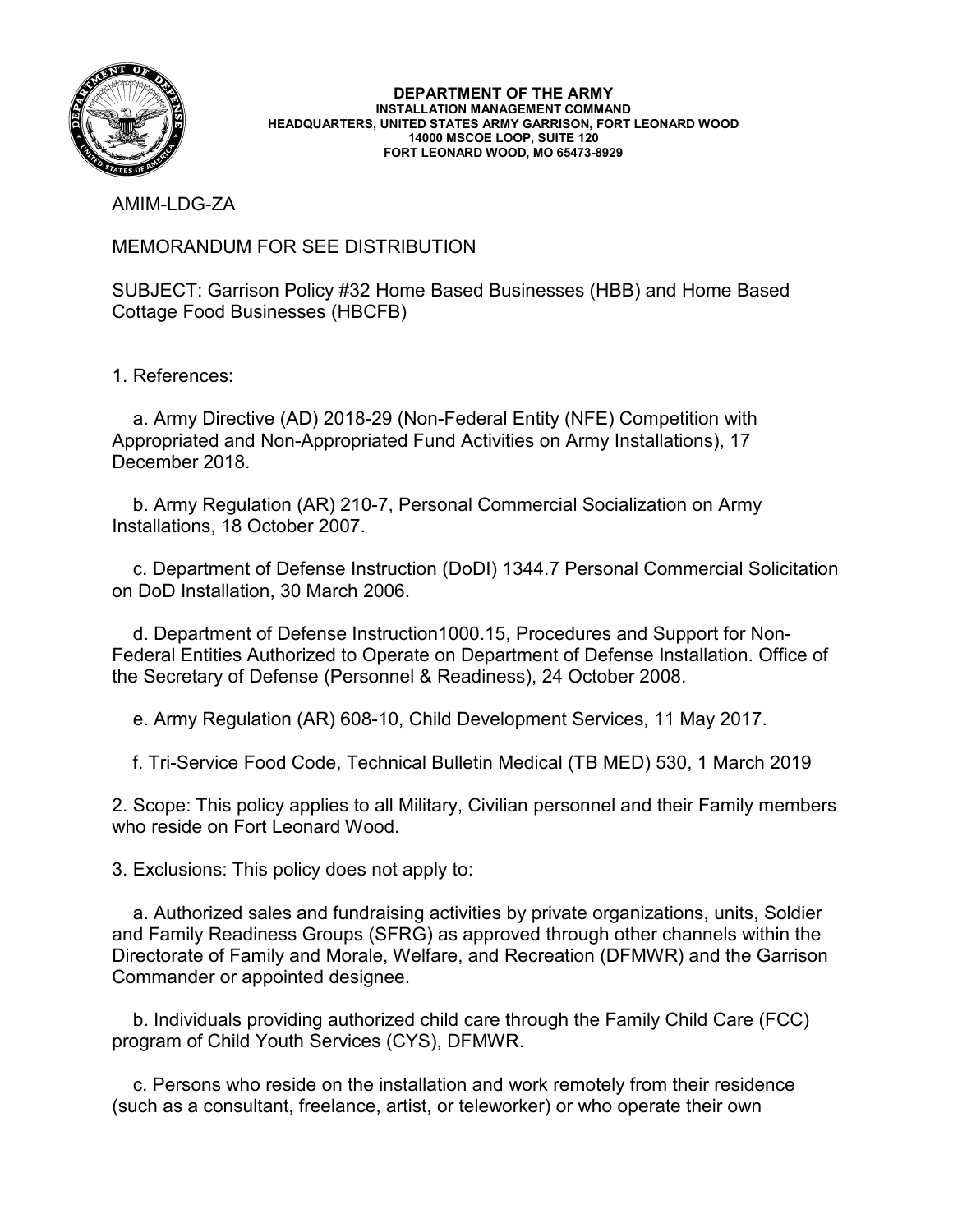**DEPARTMENT OF THE ARMY**
**INSTALLATION MANAGEMENT COMMAND**
**HEADQUARTERS, UNITED STATES ARMY GARRISON, FORT LEONARD WOOD**
**14000 MSCOE LOOP, SUITE 120**
**FORT LEONARD WOOD, MO 65473-8929**

AMIM-LDG-ZA

MEMORANDUM FOR SEE DISTRIBUTION

SUBJECT: Garrison Policy #32 Home Based Businesses (HBB) and Home Based Cottage Food Businesses (HBCFB)

1. References:

   a. Army Directive (AD) 2018-29 (Non-Federal Entity (NFE) Competition with Appropriated and Non-Appropriated Fund Activities on Army Installations), 17 December 2018.

   b. Army Regulation (AR) 210-7, Personal Commercial Socialization on Army Installations, 18 October 2007.

   c. Department of Defense Instruction (DoDI) 1344.7 Personal Commercial Solicitation on DoD Installation, 30 March 2006.

   d. Department of Defense Instruction1000.15, Procedures and Support for Non-Federal Entities Authorized to Operate on Department of Defense Installation. Office of the Secretary of Defense (Personnel & Readiness), 24 October 2008.

   e. Army Regulation (AR) 608-10, Child Development Services, 11 May 2017.

   f. Tri-Service Food Code, Technical Bulletin Medical (TB MED) 530, 1 March 2019

2. Scope: This policy applies to all Military, Civilian personnel and their Family members who reside on Fort Leonard Wood.

3. Exclusions: This policy does not apply to:

   a. Authorized sales and fundraising activities by private organizations, units, Soldier and Family Readiness Groups (SFRG) as approved through other channels within the Directorate of Family and Morale, Welfare, and Recreation (DFMWR) and the Garrison Commander or appointed designee.

   b. Individuals providing authorized child care through the Family Child Care (FCC) program of Child Youth Services (CYS), DFMWR.

   c. Persons who reside on the installation and work remotely from their residence (such as a consultant, freelance, artist, or teleworker) or who operate their own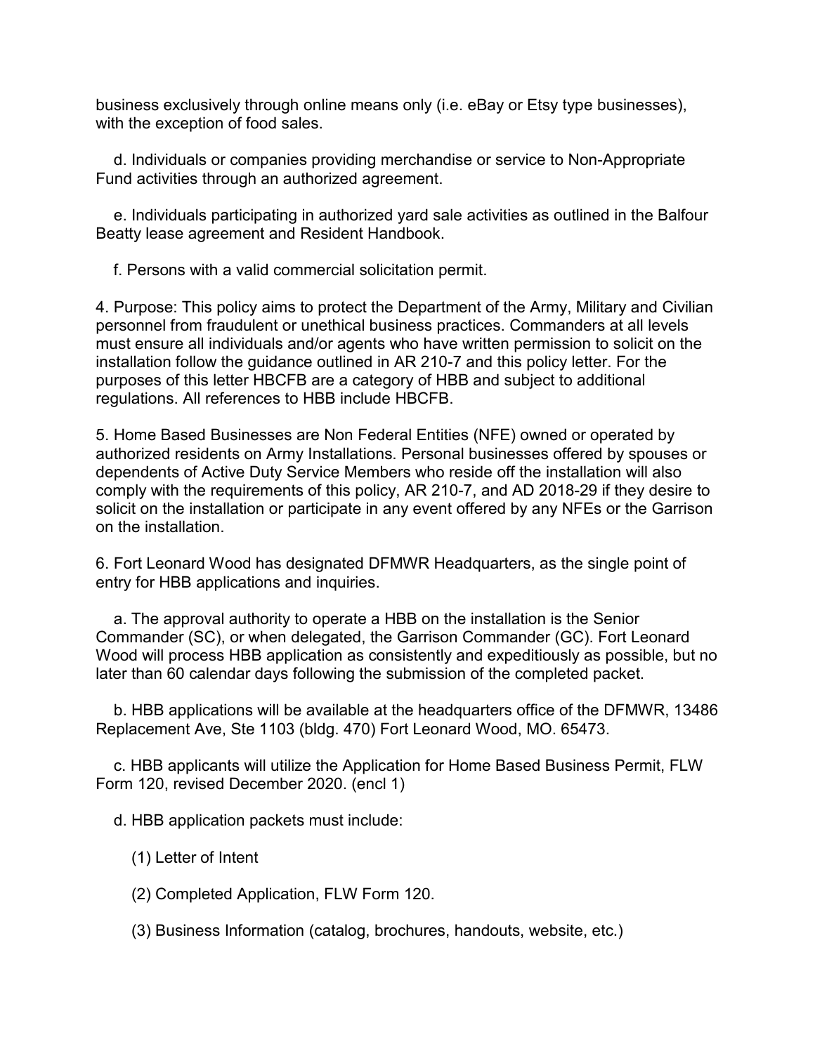business exclusively through online means only (i.e. eBay or Etsy type businesses), with the exception of food sales.

d. Individuals or companies providing merchandise or service to Non-Appropriate Fund activities through an authorized agreement.

e. Individuals participating in authorized yard sale activities as outlined in the Balfour Beatty lease agreement and Resident Handbook.

f. Persons with a valid commercial solicitation permit.

4. Purpose: This policy aims to protect the Department of the Army, Military and Civilian personnel from fraudulent or unethical business practices. Commanders at all levels must ensure all individuals and/or agents who have written permission to solicit on the installation follow the guidance outlined in AR 210-7 and this policy letter. For the purposes of this letter HBCFB are a category of HBB and subject to additional regulations. All references to HBB include HBCFB.

5. Home Based Businesses are Non Federal Entities (NFE) owned or operated by authorized residents on Army Installations. Personal businesses offered by spouses or dependents of Active Duty Service Members who reside off the installation will also comply with the requirements of this policy, AR 210-7, and AD 2018-29 if they desire to solicit on the installation or participate in any event offered by any NFEs or the Garrison on the installation.

6. Fort Leonard Wood has designated DFMWR Headquarters, as the single point of entry for HBB applications and inquiries.

a. The approval authority to operate a HBB on the installation is the Senior Commander (SC), or when delegated, the Garrison Commander (GC). Fort Leonard Wood will process HBB application as consistently and expeditiously as possible, but no later than 60 calendar days following the submission of the completed packet.

b. HBB applications will be available at the headquarters office of the DFMWR, 13486 Replacement Ave, Ste 1103 (bldg. 470) Fort Leonard Wood, MO. 65473.

c. HBB applicants will utilize the Application for Home Based Business Permit, FLW Form 120, revised December 2020. (encl 1)

d. HBB application packets must include:

(1) Letter of Intent

(2) Completed Application, FLW Form 120.

(3) Business Information (catalog, brochures, handouts, website, etc.)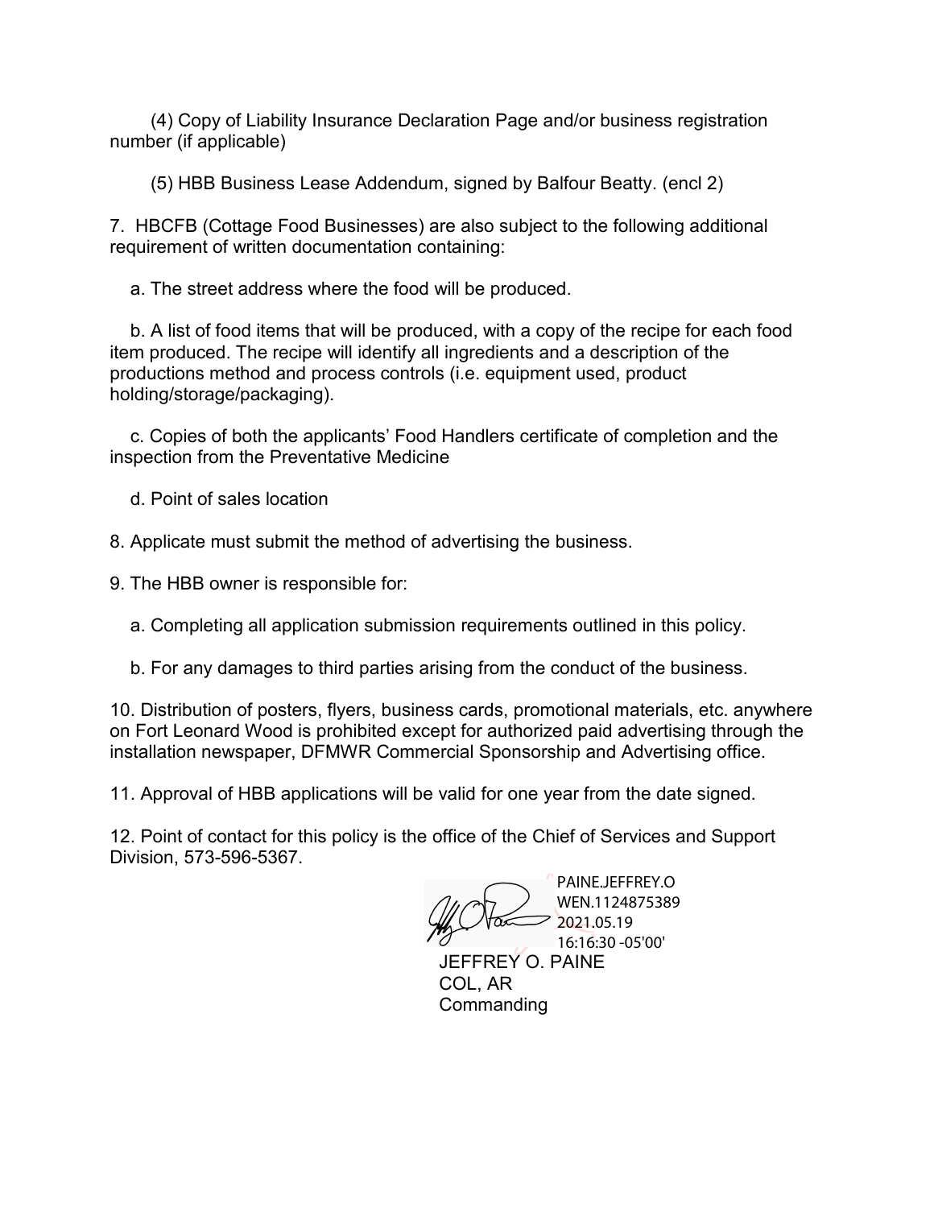(4) Copy of Liability Insurance Declaration Page and/or business registration number (if applicable)

(5) HBB Business Lease Addendum, signed by Balfour Beatty. (encl 2)

7. HBCFB (Cottage Food Businesses) are also subject to the following additional requirement of written documentation containing:

a. The street address where the food will be produced.

b. A list of food items that will be produced, with a copy of the recipe for each food item produced. The recipe will identify all ingredients and a description of the productions method and process controls (i.e. equipment used, product holding/storage/packaging).

c. Copies of both the applicants' Food Handlers certificate of completion and the inspection from the Preventative Medicine

d. Point of sales location

8. Applicate must submit the method of advertising the business.

9. The HBB owner is responsible for:

a. Completing all application submission requirements outlined in this policy.

b. For any damages to third parties arising from the conduct of the business.

10. Distribution of posters, flyers, business cards, promotional materials, etc. anywhere on Fort Leonard Wood is prohibited except for authorized paid advertising through the installation newspaper, DFMWR Commercial Sponsorship and Advertising office.

11. Approval of HBB applications will be valid for one year from the date signed.

12. Point of contact for this policy is the office of the Chief of Services and Support Division, 573-596-5367.

PAINE.JEFFREY.OWEN.1124875389
2021.05.19
16:16:30 -05'00'

JEFFREY O. PAINE
COL, AR
Commanding